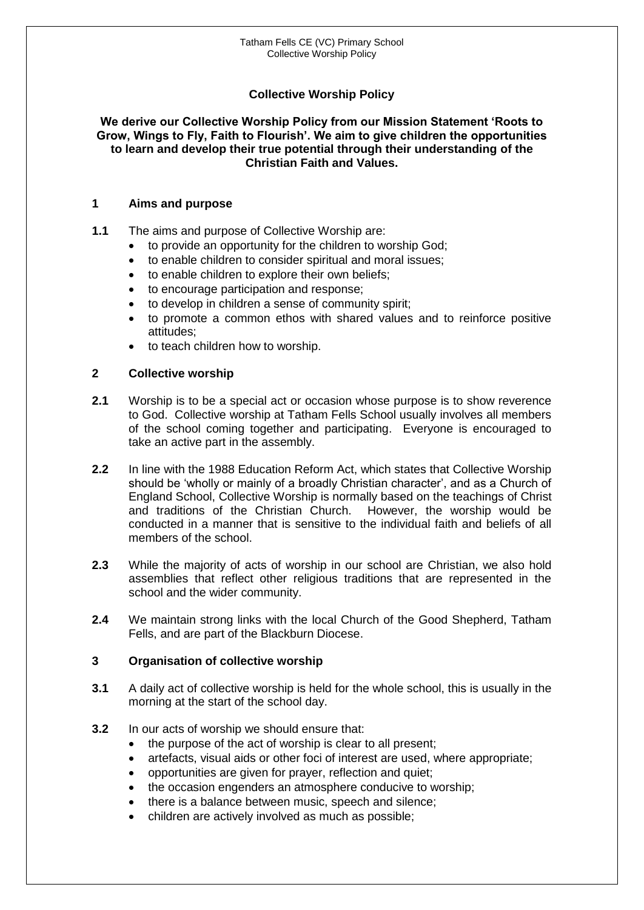# Collective Worship Policy

**We derive our Collective Worship Policy from our Mission Statement 'Roots to Grow, Wings to Fly, Faith to Flourish'. We aim to give children the opportunities to learn and develop their true potential through their understanding of the Christian Faith and Values.**

## 1 Aims and purpose

**1.1** The aims and purpose of Collective Worship are:

- to provide an opportunity for the children to worship God;
- to enable children to consider spiritual and moral issues;
- to enable children to explore their own beliefs;
- to encourage participation and response;
- to develop in children a sense of community spirit;
- to promote a common ethos with shared values and to reinforce positive attitudes;
- to teach children how to worship.

## 2 Collective worship

**2.1** Worship is to be a special act or occasion whose purpose is to show reverence to God. Collective worship at Tatham Fells School usually involves all members of the school coming together and participating. Everyone is encouraged to take an active part in the assembly.

**2.2** In line with the 1988 Education Reform Act, which states that Collective Worship should be 'wholly or mainly of a broadly Christian character', and as a Church of England School, Collective Worship is normally based on the teachings of Christ and traditions of the Christian Church. However, the worship would be conducted in a manner that is sensitive to the individual faith and beliefs of all members of the school.

**2.3** While the majority of acts of worship in our school are Christian, we also hold assemblies that reflect other religious traditions that are represented in the school and the wider community.

**2.4** We maintain strong links with the local Church of the Good Shepherd, Tatham Fells, and are part of the Blackburn Diocese.

## 3 Organisation of collective worship

**3.1** A daily act of collective worship is held for the whole school, this is usually in the morning at the start of the school day.

**3.2** In our acts of worship we should ensure that:

- the purpose of the act of worship is clear to all present;
- artefacts, visual aids or other foci of interest are used, where appropriate;
- opportunities are given for prayer, reflection and quiet;
- the occasion engenders an atmosphere conducive to worship;
- there is a balance between music, speech and silence;
- children are actively involved as much as possible;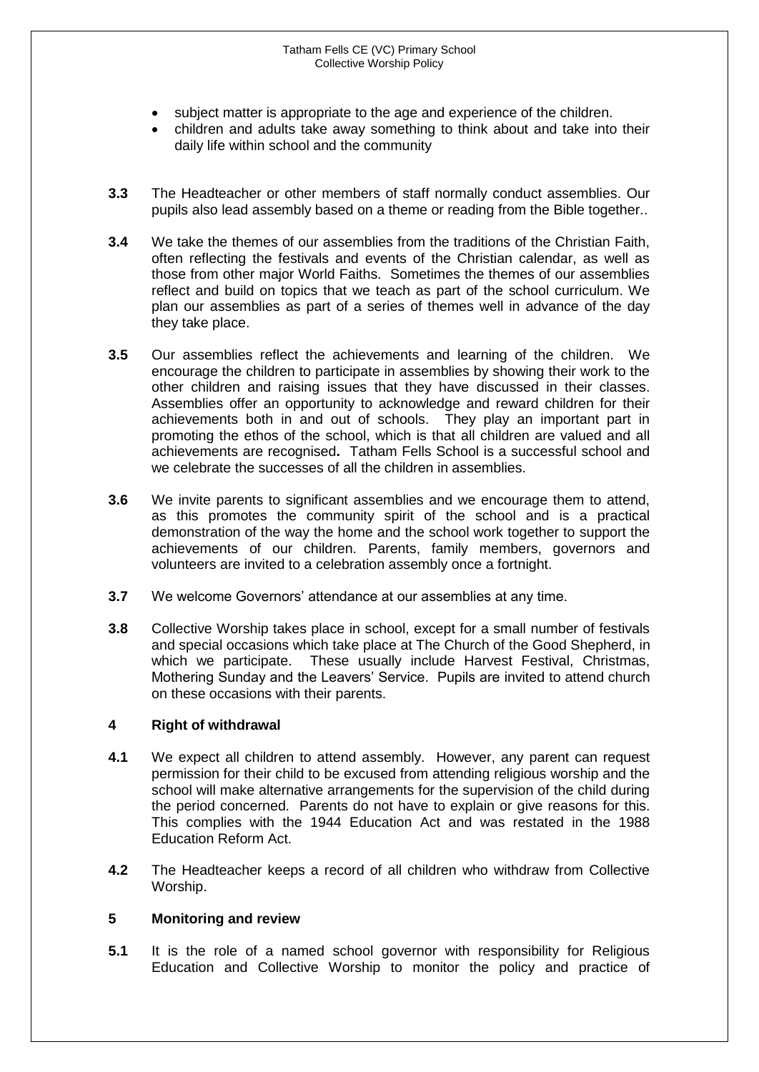- subject matter is appropriate to the age and experience of the children.
- children and adults take away something to think about and take into their daily life within school and the community

**3.3** The Headteacher or other members of staff normally conduct assemblies. Our pupils also lead assembly based on a theme or reading from the Bible together..

**3.4** We take the themes of our assemblies from the traditions of the Christian Faith, often reflecting the festivals and events of the Christian calendar, as well as those from other major World Faiths. Sometimes the themes of our assemblies reflect and build on topics that we teach as part of the school curriculum. We plan our assemblies as part of a series of themes well in advance of the day they take place.

**3.5** Our assemblies reflect the achievements and learning of the children. We encourage the children to participate in assemblies by showing their work to the other children and raising issues that they have discussed in their classes. Assemblies offer an opportunity to acknowledge and reward children for their achievements both in and out of schools. They play an important part in promoting the ethos of the school, which is that all children are valued and all achievements are recognised**.** Tatham Fells School is a successful school and we celebrate the successes of all the children in assemblies.

**3.6** We invite parents to significant assemblies and we encourage them to attend, as this promotes the community spirit of the school and is a practical demonstration of the way the home and the school work together to support the achievements of our children. Parents, family members, governors and volunteers are invited to a celebration assembly once a fortnight.

**3.7** We welcome Governors' attendance at our assemblies at any time.

**3.8** Collective Worship takes place in school, except for a small number of festivals and special occasions which take place at The Church of the Good Shepherd, in which we participate. These usually include Harvest Festival, Christmas, Mothering Sunday and the Leavers' Service. Pupils are invited to attend church on these occasions with their parents.

## 4 Right of withdrawal

**4.1** We expect all children to attend assembly. However, any parent can request permission for their child to be excused from attending religious worship and the school will make alternative arrangements for the supervision of the child during the period concerned. Parents do not have to explain or give reasons for this. This complies with the 1944 Education Act and was restated in the 1988 Education Reform Act.

**4.2** The Headteacher keeps a record of all children who withdraw from Collective Worship.

## 5 Monitoring and review

**5.1** It is the role of a named school governor with responsibility for Religious Education and Collective Worship to monitor the policy and practice of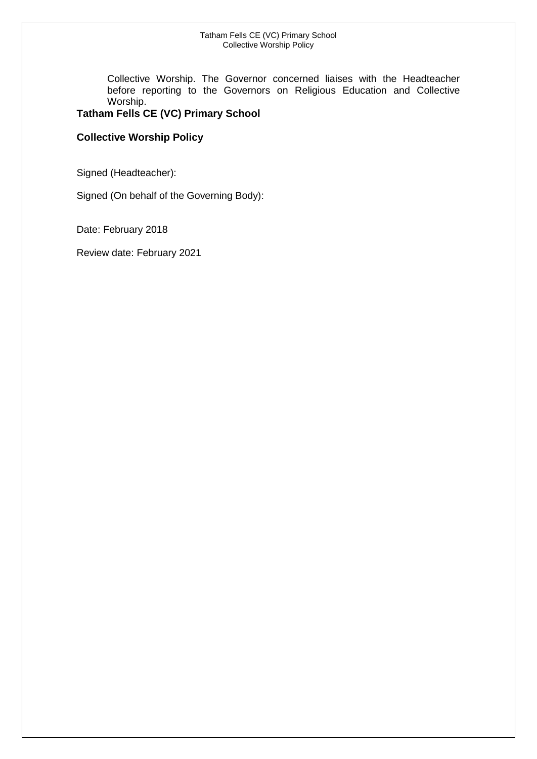Collective Worship. The Governor concerned liaises with the Headteacher before reporting to the Governors on Religious Education and Collective Worship.

**Tatham Fells CE (VC) Primary School**

**Collective Worship Policy**

Signed (Headteacher):

Signed (On behalf of the Governing Body):

Date: February 2018

Review date: February 2021